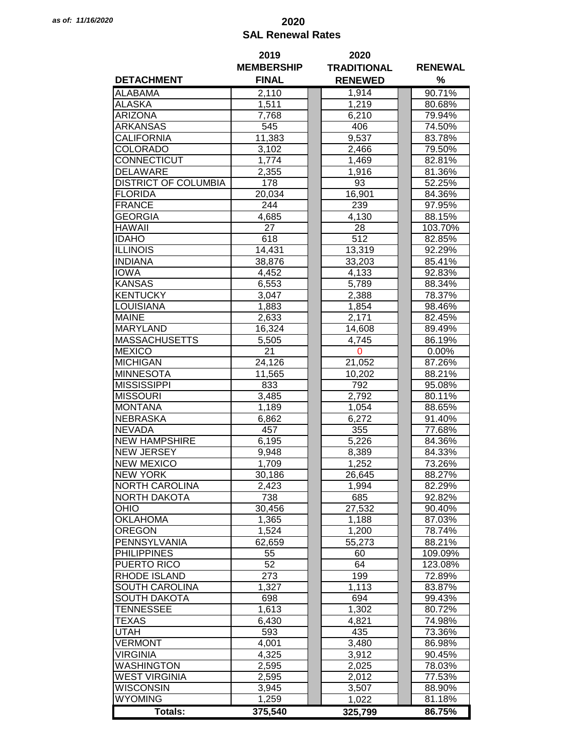*as of: 11/16/2020*

# 2020
## SAL Renewal Rates

| DETACHMENT | 2019 MEMBERSHIP FINAL | 2020 TRADITIONAL RENEWED | RENEWAL % |
|---|---|---|---|
| ALABAMA | 2,110 | 1,914 | 90.71% |
| ALASKA | 1,511 | 1,219 | 80.68% |
| ARIZONA | 7,768 | 6,210 | 79.94% |
| ARKANSAS | 545 | 406 | 74.50% |
| CALIFORNIA | 11,383 | 9,537 | 83.78% |
| COLORADO | 3,102 | 2,466 | 79.50% |
| CONNECTICUT | 1,774 | 1,469 | 82.81% |
| DELAWARE | 2,355 | 1,916 | 81.36% |
| DISTRICT OF COLUMBIA | 178 | 93 | 52.25% |
| FLORIDA | 20,034 | 16,901 | 84.36% |
| FRANCE | 244 | 239 | 97.95% |
| GEORGIA | 4,685 | 4,130 | 88.15% |
| HAWAII | 27 | 28 | 103.70% |
| IDAHO | 618 | 512 | 82.85% |
| ILLINOIS | 14,431 | 13,319 | 92.29% |
| INDIANA | 38,876 | 33,203 | 85.41% |
| IOWA | 4,452 | 4,133 | 92.83% |
| KANSAS | 6,553 | 5,789 | 88.34% |
| KENTUCKY | 3,047 | 2,388 | 78.37% |
| LOUISIANA | 1,883 | 1,854 | 98.46% |
| MAINE | 2,633 | 2,171 | 82.45% |
| MARYLAND | 16,324 | 14,608 | 89.49% |
| MASSACHUSETTS | 5,505 | 4,745 | 86.19% |
| MEXICO | 21 | 0 | 0.00% |
| MICHIGAN | 24,126 | 21,052 | 87.26% |
| MINNESOTA | 11,565 | 10,202 | 88.21% |
| MISSISSIPPI | 833 | 792 | 95.08% |
| MISSOURI | 3,485 | 2,792 | 80.11% |
| MONTANA | 1,189 | 1,054 | 88.65% |
| NEBRASKA | 6,862 | 6,272 | 91.40% |
| NEVADA | 457 | 355 | 77.68% |
| NEW HAMPSHIRE | 6,195 | 5,226 | 84.36% |
| NEW JERSEY | 9,948 | 8,389 | 84.33% |
| NEW MEXICO | 1,709 | 1,252 | 73.26% |
| NEW YORK | 30,186 | 26,645 | 88.27% |
| NORTH CAROLINA | 2,423 | 1,994 | 82.29% |
| NORTH DAKOTA | 738 | 685 | 92.82% |
| OHIO | 30,456 | 27,532 | 90.40% |
| OKLAHOMA | 1,365 | 1,188 | 87.03% |
| OREGON | 1,524 | 1,200 | 78.74% |
| PENNSYLVANIA | 62,659 | 55,273 | 88.21% |
| PHILIPPINES | 55 | 60 | 109.09% |
| PUERTO RICO | 52 | 64 | 123.08% |
| RHODE ISLAND | 273 | 199 | 72.89% |
| SOUTH CAROLINA | 1,327 | 1,113 | 83.87% |
| SOUTH DAKOTA | 698 | 694 | 99.43% |
| TENNESSEE | 1,613 | 1,302 | 80.72% |
| TEXAS | 6,430 | 4,821 | 74.98% |
| UTAH | 593 | 435 | 73.36% |
| VERMONT | 4,001 | 3,480 | 86.98% |
| VIRGINIA | 4,325 | 3,912 | 90.45% |
| WASHINGTON | 2,595 | 2,025 | 78.03% |
| WEST VIRGINIA | 2,595 | 2,012 | 77.53% |
| WISCONSIN | 3,945 | 3,507 | 88.90% |
| WYOMING | 1,259 | 1,022 | 81.18% |
| **Totals:** | **375,540** | **325,799** | **86.75%** |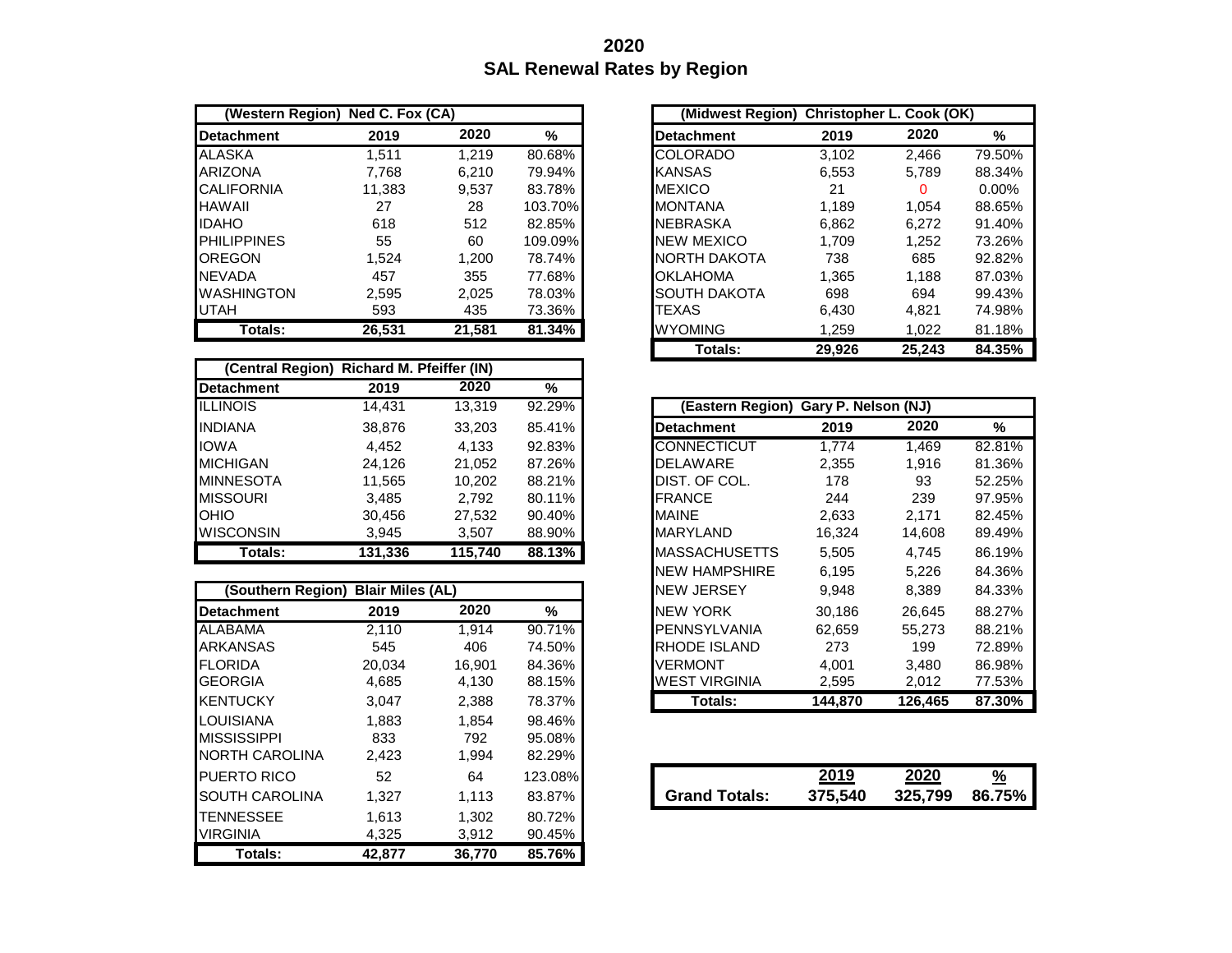# 2020
# SAL Renewal Rates by Region

| (Western Region) Ned C. Fox (CA) | | | |
|---|---|---|---|
| **Detachment** | **2019** | **2020** | **%** |
| ALASKA | 1,511 | 1,219 | 80.68% |
| ARIZONA | 7,768 | 6,210 | 79.94% |
| CALIFORNIA | 11,383 | 9,537 | 83.78% |
| HAWAII | 27 | 28 | 103.70% |
| IDAHO | 618 | 512 | 82.85% |
| PHILIPPINES | 55 | 60 | 109.09% |
| OREGON | 1,524 | 1,200 | 78.74% |
| NEVADA | 457 | 355 | 77.68% |
| WASHINGTON | 2,595 | 2,025 | 78.03% |
| UTAH | 593 | 435 | 73.36% |
| **Totals:** | **26,531** | **21,581** | **81.34%** |

| (Central Region) Richard M. Pfeiffer (IN) | | | |
|---|---|---|---|
| **Detachment** | **2019** | **2020** | **%** |
| ILLINOIS | 14,431 | 13,319 | 92.29% |
| INDIANA | 38,876 | 33,203 | 85.41% |
| IOWA | 4,452 | 4,133 | 92.83% |
| MICHIGAN | 24,126 | 21,052 | 87.26% |
| MINNESOTA | 11,565 | 10,202 | 88.21% |
| MISSOURI | 3,485 | 2,792 | 80.11% |
| OHIO | 30,456 | 27,532 | 90.40% |
| WISCONSIN | 3,945 | 3,507 | 88.90% |
| **Totals:** | **131,336** | **115,740** | **88.13%** |

| (Southern Region) Blair Miles (AL) | | | |
|---|---|---|---|
| **Detachment** | **2019** | **2020** | **%** |
| ALABAMA | 2,110 | 1,914 | 90.71% |
| ARKANSAS | 545 | 406 | 74.50% |
| FLORIDA | 20,034 | 16,901 | 84.36% |
| GEORGIA | 4,685 | 4,130 | 88.15% |
| KENTUCKY | 3,047 | 2,388 | 78.37% |
| LOUISIANA | 1,883 | 1,854 | 98.46% |
| MISSISSIPPI | 833 | 792 | 95.08% |
| NORTH CAROLINA | 2,423 | 1,994 | 82.29% |
| PUERTO RICO | 52 | 64 | 123.08% |
| SOUTH CAROLINA | 1,327 | 1,113 | 83.87% |
| TENNESSEE | 1,613 | 1,302 | 80.72% |
| VIRGINIA | 4,325 | 3,912 | 90.45% |
| **Totals:** | **42,877** | **36,770** | **85.76%** |

| (Midwest Region) Christopher L. Cook (OK) | | | |
|---|---|---|---|
| **Detachment** | **2019** | **2020** | **%** |
| COLORADO | 3,102 | 2,466 | 79.50% |
| KANSAS | 6,553 | 5,789 | 88.34% |
| MEXICO | 21 | 0 | 0.00% |
| MONTANA | 1,189 | 1,054 | 88.65% |
| NEBRASKA | 6,862 | 6,272 | 91.40% |
| NEW MEXICO | 1,709 | 1,252 | 73.26% |
| NORTH DAKOTA | 738 | 685 | 92.82% |
| OKLAHOMA | 1,365 | 1,188 | 87.03% |
| SOUTH DAKOTA | 698 | 694 | 99.43% |
| TEXAS | 6,430 | 4,821 | 74.98% |
| WYOMING | 1,259 | 1,022 | 81.18% |
| **Totals:** | **29,926** | **25,243** | **84.35%** |

| (Eastern Region) Gary P. Nelson (NJ) | | | |
|---|---|---|---|
| **Detachment** | **2019** | **2020** | **%** |
| CONNECTICUT | 1,774 | 1,469 | 82.81% |
| DELAWARE | 2,355 | 1,916 | 81.36% |
| DIST. OF COL. | 178 | 93 | 52.25% |
| FRANCE | 244 | 239 | 97.95% |
| MAINE | 2,633 | 2,171 | 82.45% |
| MARYLAND | 16,324 | 14,608 | 89.49% |
| MASSACHUSETTS | 5,505 | 4,745 | 86.19% |
| NEW HAMPSHIRE | 6,195 | 5,226 | 84.36% |
| NEW JERSEY | 9,948 | 8,389 | 84.33% |
| NEW YORK | 30,186 | 26,645 | 88.27% |
| PENNSYLVANIA | 62,659 | 55,273 | 88.21% |
| RHODE ISLAND | 273 | 199 | 72.89% |
| VERMONT | 4,001 | 3,480 | 86.98% |
| WEST VIRGINIA | 2,595 | 2,012 | 77.53% |
| **Totals:** | **144,870** | **126,465** | **87.30%** |

| | 2019 | 2020 | % |
|---|---|---|---|
| **Grand Totals:** | **375,540** | **325,799** | **86.75%** |